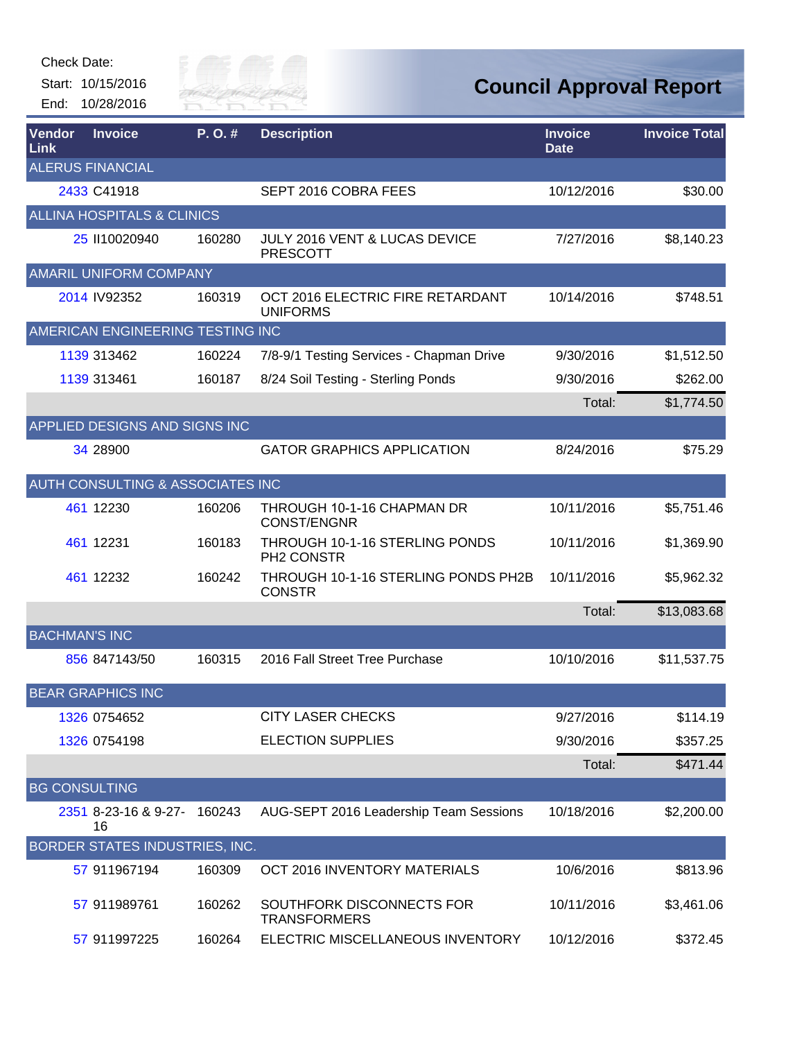Check Date:

Start: 10/15/2016

End: 10/28/2016

# Council Approval Report

| Vendor Link | Invoice | P. O. # | Description | Invoice Date | Invoice Total |
|---|---|---|---|---|---|
| ALERUS FINANCIAL | | | | | |
| 2433 | C41918 | | SEPT 2016 COBRA FEES | 10/12/2016 | $30.00 |
| ALLINA HOSPITALS & CLINICS | | | | | |
| 25 | II10020940 | 160280 | JULY 2016 VENT & LUCAS DEVICE PRESCOTT | 7/27/2016 | $8,140.23 |
| AMARIL UNIFORM COMPANY | | | | | |
| 2014 | IV92352 | 160319 | OCT 2016 ELECTRIC FIRE RETARDANT UNIFORMS | 10/14/2016 | $748.51 |
| AMERICAN ENGINEERING TESTING INC | | | | | |
| 1139 | 313462 | 160224 | 7/8-9/1 Testing Services - Chapman Drive | 9/30/2016 | $1,512.50 |
| 1139 | 313461 | 160187 | 8/24 Soil Testing - Sterling Ponds | 9/30/2016 | $262.00 |
| | | | | Total: | $1,774.50 |
| APPLIED DESIGNS AND SIGNS INC | | | | | |
| 34 | 28900 | | GATOR GRAPHICS APPLICATION | 8/24/2016 | $75.29 |
| AUTH CONSULTING & ASSOCIATES INC | | | | | |
| 461 | 12230 | 160206 | THROUGH 10-1-16 CHAPMAN DR CONST/ENGNR | 10/11/2016 | $5,751.46 |
| 461 | 12231 | 160183 | THROUGH 10-1-16 STERLING PONDS PH2 CONSTR | 10/11/2016 | $1,369.90 |
| 461 | 12232 | 160242 | THROUGH 10-1-16 STERLING PONDS PH2B CONSTR | 10/11/2016 | $5,962.32 |
| | | | | Total: | $13,083.68 |
| BACHMAN'S INC | | | | | |
| 856 | 847143/50 | 160315 | 2016 Fall Street Tree Purchase | 10/10/2016 | $11,537.75 |
| BEAR GRAPHICS INC | | | | | |
| 1326 | 0754652 | | CITY LASER CHECKS | 9/27/2016 | $114.19 |
| 1326 | 0754198 | | ELECTION SUPPLIES | 9/30/2016 | $357.25 |
| | | | | Total: | $471.44 |
| BG CONSULTING | | | | | |
| 2351 | 8-23-16 & 9-27-16 | 160243 | AUG-SEPT 2016 Leadership Team Sessions | 10/18/2016 | $2,200.00 |
| BORDER STATES INDUSTRIES, INC. | | | | | |
| 57 | 911967194 | 160309 | OCT 2016 INVENTORY MATERIALS | 10/6/2016 | $813.96 |
| 57 | 911989761 | 160262 | SOUTHFORK DISCONNECTS FOR TRANSFORMERS | 10/11/2016 | $3,461.06 |
| 57 | 911997225 | 160264 | ELECTRIC MISCELLANEOUS INVENTORY | 10/12/2016 | $372.45 |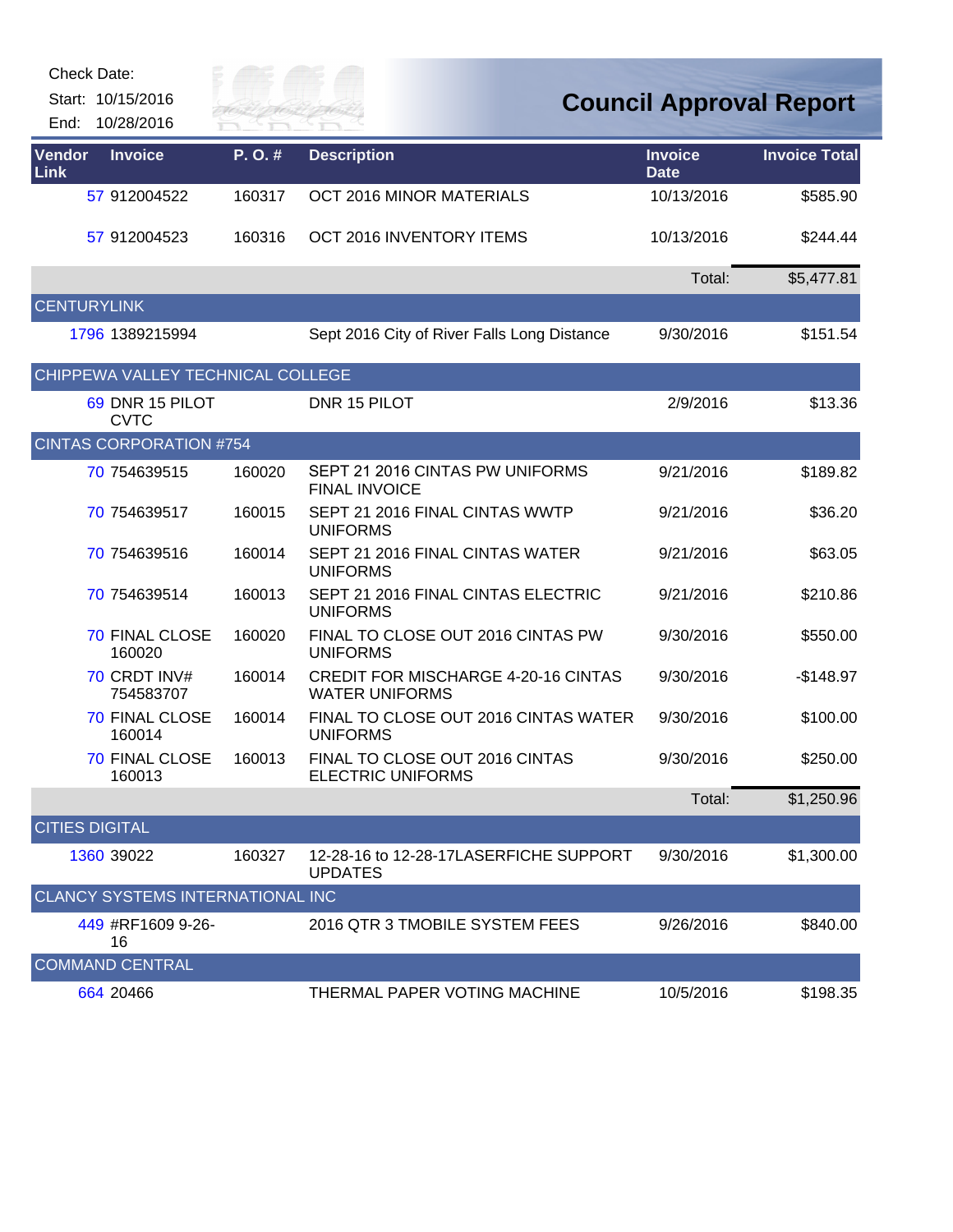Check Date:

Start: 10/15/2016

End: 10/28/2016

# Council Approval Report

| Vendor Link | Invoice | P. O. # | Description | Invoice Date | Invoice Total |
|---|---|---|---|---|---|
| 57 | 912004522 | 160317 | OCT 2016 MINOR MATERIALS | 10/13/2016 | $585.90 |
| 57 | 912004523 | 160316 | OCT 2016 INVENTORY ITEMS | 10/13/2016 | $244.44 |
| | | | | Total: | $5,477.81 |
| CENTURYLINK | | | | | |
| 1796 | 1389215994 | | Sept 2016 City of River Falls Long Distance | 9/30/2016 | $151.54 |
| CHIPPEWA VALLEY TECHNICAL COLLEGE | | | | | |
| 69 | DNR 15 PILOT CVTC | | DNR 15 PILOT | 2/9/2016 | $13.36 |
| CINTAS CORPORATION #754 | | | | | |
| 70 | 754639515 | 160020 | SEPT 21 2016 CINTAS PW UNIFORMS FINAL INVOICE | 9/21/2016 | $189.82 |
| 70 | 754639517 | 160015 | SEPT 21 2016 FINAL CINTAS WWTP UNIFORMS | 9/21/2016 | $36.20 |
| 70 | 754639516 | 160014 | SEPT 21 2016 FINAL CINTAS WATER UNIFORMS | 9/21/2016 | $63.05 |
| 70 | 754639514 | 160013 | SEPT 21 2016 FINAL CINTAS ELECTRIC UNIFORMS | 9/21/2016 | $210.86 |
| 70 | FINAL CLOSE 160020 | 160020 | FINAL TO CLOSE OUT 2016 CINTAS PW UNIFORMS | 9/30/2016 | $550.00 |
| 70 | CRDT INV# 754583707 | 160014 | CREDIT FOR MISCHARGE 4-20-16 CINTAS WATER UNIFORMS | 9/30/2016 | -$148.97 |
| 70 | FINAL CLOSE 160014 | 160014 | FINAL TO CLOSE OUT 2016 CINTAS WATER UNIFORMS | 9/30/2016 | $100.00 |
| 70 | FINAL CLOSE 160013 | 160013 | FINAL TO CLOSE OUT 2016 CINTAS ELECTRIC UNIFORMS | 9/30/2016 | $250.00 |
| | | | | Total: | $1,250.96 |
| CITIES DIGITAL | | | | | |
| 1360 | 39022 | 160327 | 12-28-16 to 12-28-17LASERFICHE SUPPORT UPDATES | 9/30/2016 | $1,300.00 |
| CLANCY SYSTEMS INTERNATIONAL INC | | | | | |
| 449 | #RF1609 9-26-16 | | 2016 QTR 3 TMOBILE SYSTEM FEES | 9/26/2016 | $840.00 |
| COMMAND CENTRAL | | | | | |
| 664 | 20466 | | THERMAL PAPER VOTING MACHINE | 10/5/2016 | $198.35 |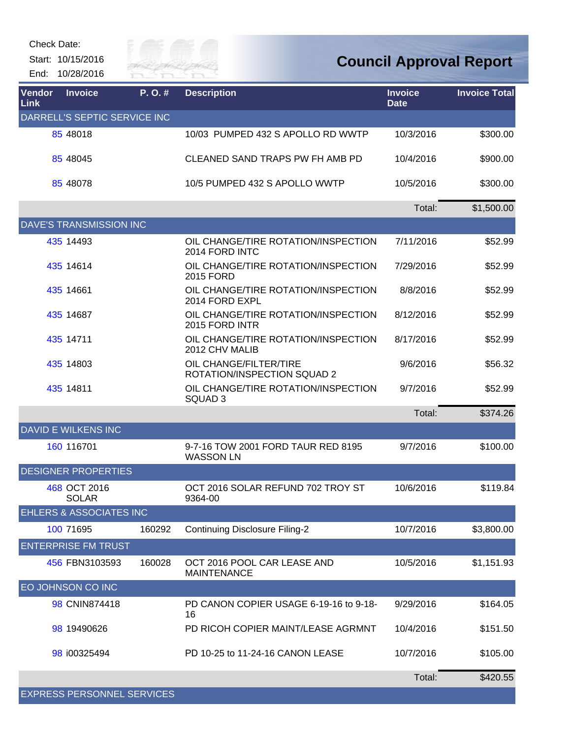Check Date:

Start: 10/15/2016

End: 10/28/2016

# Council Approval Report

| Vendor Link | Invoice | P. O. # | Description | Invoice Date | Invoice Total |
|---|---|---|---|---|---|
| DARRELL'S SEPTIC SERVICE INC | | | | | |
| 85 | 48018 | | 10/03 PUMPED 432 S APOLLO RD WWTP | 10/3/2016 | $300.00 |
| 85 | 48045 | | CLEANED SAND TRAPS PW FH AMB PD | 10/4/2016 | $900.00 |
| 85 | 48078 | | 10/5 PUMPED 432 S APOLLO WWTP | 10/5/2016 | $300.00 |
| | | | | Total: | $1,500.00 |
| DAVE'S TRANSMISSION INC | | | | | |
| 435 | 14493 | | OIL CHANGE/TIRE ROTATION/INSPECTION 2014 FORD INTC | 7/11/2016 | $52.99 |
| 435 | 14614 | | OIL CHANGE/TIRE ROTATION/INSPECTION 2015 FORD | 7/29/2016 | $52.99 |
| 435 | 14661 | | OIL CHANGE/TIRE ROTATION/INSPECTION 2014 FORD EXPL | 8/8/2016 | $52.99 |
| 435 | 14687 | | OIL CHANGE/TIRE ROTATION/INSPECTION 2015 FORD INTR | 8/12/2016 | $52.99 |
| 435 | 14711 | | OIL CHANGE/TIRE ROTATION/INSPECTION 2012 CHV MALIB | 8/17/2016 | $52.99 |
| 435 | 14803 | | OIL CHANGE/FILTER/TIRE ROTATION/INSPECTION SQUAD 2 | 9/6/2016 | $56.32 |
| 435 | 14811 | | OIL CHANGE/TIRE ROTATION/INSPECTION SQUAD 3 | 9/7/2016 | $52.99 |
| | | | | Total: | $374.26 |
| DAVID E WILKENS INC | | | | | |
| 160 | 116701 | | 9-7-16 TOW 2001 FORD TAUR RED 8195 WASSON LN | 9/7/2016 | $100.00 |
| DESIGNER PROPERTIES | | | | | |
| 468 | OCT 2016 SOLAR | | OCT 2016 SOLAR REFUND 702 TROY ST 9364-00 | 10/6/2016 | $119.84 |
| EHLERS & ASSOCIATES INC | | | | | |
| 100 | 71695 | 160292 | Continuing Disclosure Filing-2 | 10/7/2016 | $3,800.00 |
| ENTERPRISE FM TRUST | | | | | |
| 456 | FBN3103593 | 160028 | OCT 2016 POOL CAR LEASE AND MAINTENANCE | 10/5/2016 | $1,151.93 |
| EO JOHNSON CO INC | | | | | |
| 98 | CNIN874418 | | PD CANON COPIER USAGE 6-19-16 to 9-18-16 | 9/29/2016 | $164.05 |
| 98 | 19490626 | | PD RICOH COPIER MAINT/LEASE AGRMNT | 10/4/2016 | $151.50 |
| 98 | i00325494 | | PD 10-25 to 11-24-16 CANON LEASE | 10/7/2016 | $105.00 |
| | | | | Total: | $420.55 |
| EXPRESS PERSONNEL SERVICES | | | | | |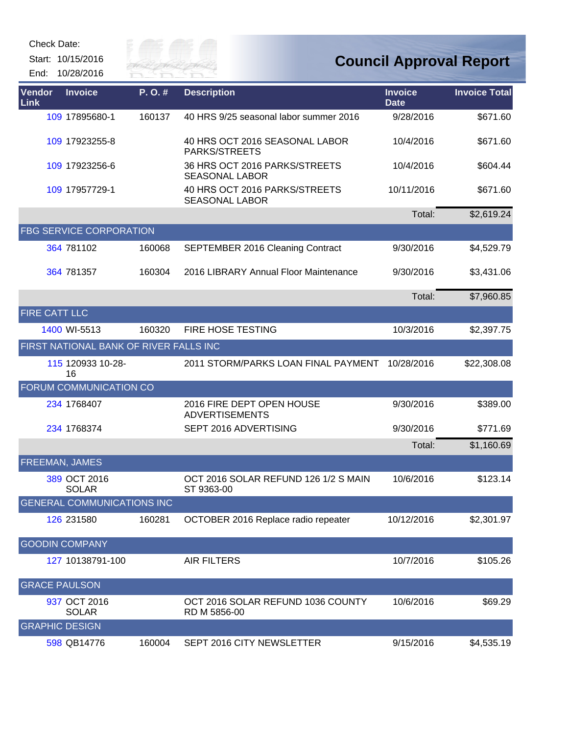Check Date:

Start: 10/15/2016

End: 10/28/2016

# Council Approval Report

| Vendor Link | Invoice | P. O. # | Description | Invoice Date | Invoice Total |
|---|---|---|---|---|---|
| 109 | 17895680-1 | 160137 | 40 HRS 9/25 seasonal labor summer 2016 | 9/28/2016 | $671.60 |
| 109 | 17923255-8 | | 40 HRS OCT 2016 SEASONAL LABOR PARKS/STREETS | 10/4/2016 | $671.60 |
| 109 | 17923256-6 | | 36 HRS OCT 2016 PARKS/STREETS SEASONAL LABOR | 10/4/2016 | $604.44 |
| 109 | 17957729-1 | | 40 HRS OCT 2016 PARKS/STREETS SEASONAL LABOR | 10/11/2016 | $671.60 |
| | | | | Total: | $2,619.24 |
| FBG SERVICE CORPORATION | | | | | |
| 364 | 781102 | 160068 | SEPTEMBER 2016 Cleaning Contract | 9/30/2016 | $4,529.79 |
| 364 | 781357 | 160304 | 2016 LIBRARY Annual Floor Maintenance | 9/30/2016 | $3,431.06 |
| | | | | Total: | $7,960.85 |
| FIRE CATT LLC | | | | | |
| 1400 | WI-5513 | 160320 | FIRE HOSE TESTING | 10/3/2016 | $2,397.75 |
| FIRST NATIONAL BANK OF RIVER FALLS INC | | | | | |
| 115 | 120933 10-28-16 | | 2011 STORM/PARKS LOAN FINAL PAYMENT | 10/28/2016 | $22,308.08 |
| FORUM COMMUNICATION CO | | | | | |
| 234 | 1768407 | | 2016 FIRE DEPT OPEN HOUSE ADVERTISEMENTS | 9/30/2016 | $389.00 |
| 234 | 1768374 | | SEPT 2016 ADVERTISING | 9/30/2016 | $771.69 |
| | | | | Total: | $1,160.69 |
| FREEMAN, JAMES | | | | | |
| 389 | OCT 2016 SOLAR | | OCT 2016 SOLAR REFUND 126 1/2 S MAIN ST 9363-00 | 10/6/2016 | $123.14 |
| GENERAL COMMUNICATIONS INC | | | | | |
| 126 | 231580 | 160281 | OCTOBER 2016 Replace radio repeater | 10/12/2016 | $2,301.97 |
| GOODIN COMPANY | | | | | |
| 127 | 10138791-100 | | AIR FILTERS | 10/7/2016 | $105.26 |
| GRACE PAULSON | | | | | |
| 937 | OCT 2016 SOLAR | | OCT 2016 SOLAR REFUND 1036 COUNTY RD M 5856-00 | 10/6/2016 | $69.29 |
| GRAPHIC DESIGN | | | | | |
| 598 | QB14776 | 160004 | SEPT 2016 CITY NEWSLETTER | 9/15/2016 | $4,535.19 |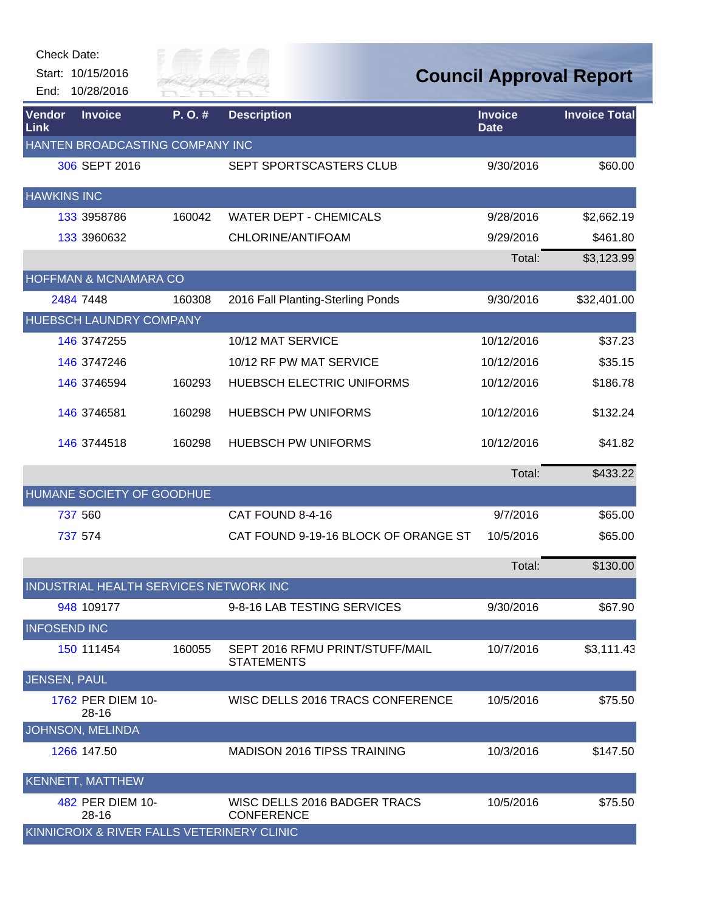Check Date:

Start: 10/15/2016

End: 10/28/2016

# Council Approval Report

| Vendor Link | Invoice | P. O. # | Description | Invoice Date | Invoice Total |
|---|---|---|---|---|---|
| HANTEN BROADCASTING COMPANY INC | | | | | |
| 306 | SEPT 2016 | | SEPT SPORTSCASTERS CLUB | 9/30/2016 | $60.00 |
| HAWKINS INC | | | | | |
| 133 | 3958786 | 160042 | WATER DEPT - CHEMICALS | 9/28/2016 | $2,662.19 |
| 133 | 3960632 | | CHLORINE/ANTIFOAM | 9/29/2016 | $461.80 |
| | | | | Total: | $3,123.99 |
| HOFFMAN & MCNAMARA CO | | | | | |
| 2484 | 7448 | 160308 | 2016 Fall Planting-Sterling Ponds | 9/30/2016 | $32,401.00 |
| HUEBSCH LAUNDRY COMPANY | | | | | |
| 146 | 3747255 | | 10/12 MAT SERVICE | 10/12/2016 | $37.23 |
| 146 | 3747246 | | 10/12 RF PW MAT SERVICE | 10/12/2016 | $35.15 |
| 146 | 3746594 | 160293 | HUEBSCH ELECTRIC UNIFORMS | 10/12/2016 | $186.78 |
| 146 | 3746581 | 160298 | HUEBSCH PW UNIFORMS | 10/12/2016 | $132.24 |
| 146 | 3744518 | 160298 | HUEBSCH PW UNIFORMS | 10/12/2016 | $41.82 |
| | | | | Total: | $433.22 |
| HUMANE SOCIETY OF GOODHUE | | | | | |
| 737 | 560 | | CAT FOUND 8-4-16 | 9/7/2016 | $65.00 |
| 737 | 574 | | CAT FOUND 9-19-16 BLOCK OF ORANGE ST | 10/5/2016 | $65.00 |
| | | | | Total: | $130.00 |
| INDUSTRIAL HEALTH SERVICES NETWORK INC | | | | | |
| 948 | 109177 | | 9-8-16 LAB TESTING SERVICES | 9/30/2016 | $67.90 |
| INFOSEND INC | | | | | |
| 150 | 111454 | 160055 | SEPT 2016 RFMU PRINT/STUFF/MAIL STATEMENTS | 10/7/2016 | $3,111.43 |
| JENSEN, PAUL | | | | | |
| 1762 | PER DIEM 10-28-16 | | WISC DELLS 2016 TRACS CONFERENCE | 10/5/2016 | $75.50 |
| JOHNSON, MELINDA | | | | | |
| 1266 | 147.50 | | MADISON 2016 TIPSS TRAINING | 10/3/2016 | $147.50 |
| KENNETT, MATTHEW | | | | | |
| 482 | PER DIEM 10-28-16 | | WISC DELLS 2016 BADGER TRACS CONFERENCE | 10/5/2016 | $75.50 |
| KINNICROIX & RIVER FALLS VETERINERY CLINIC | | | | | |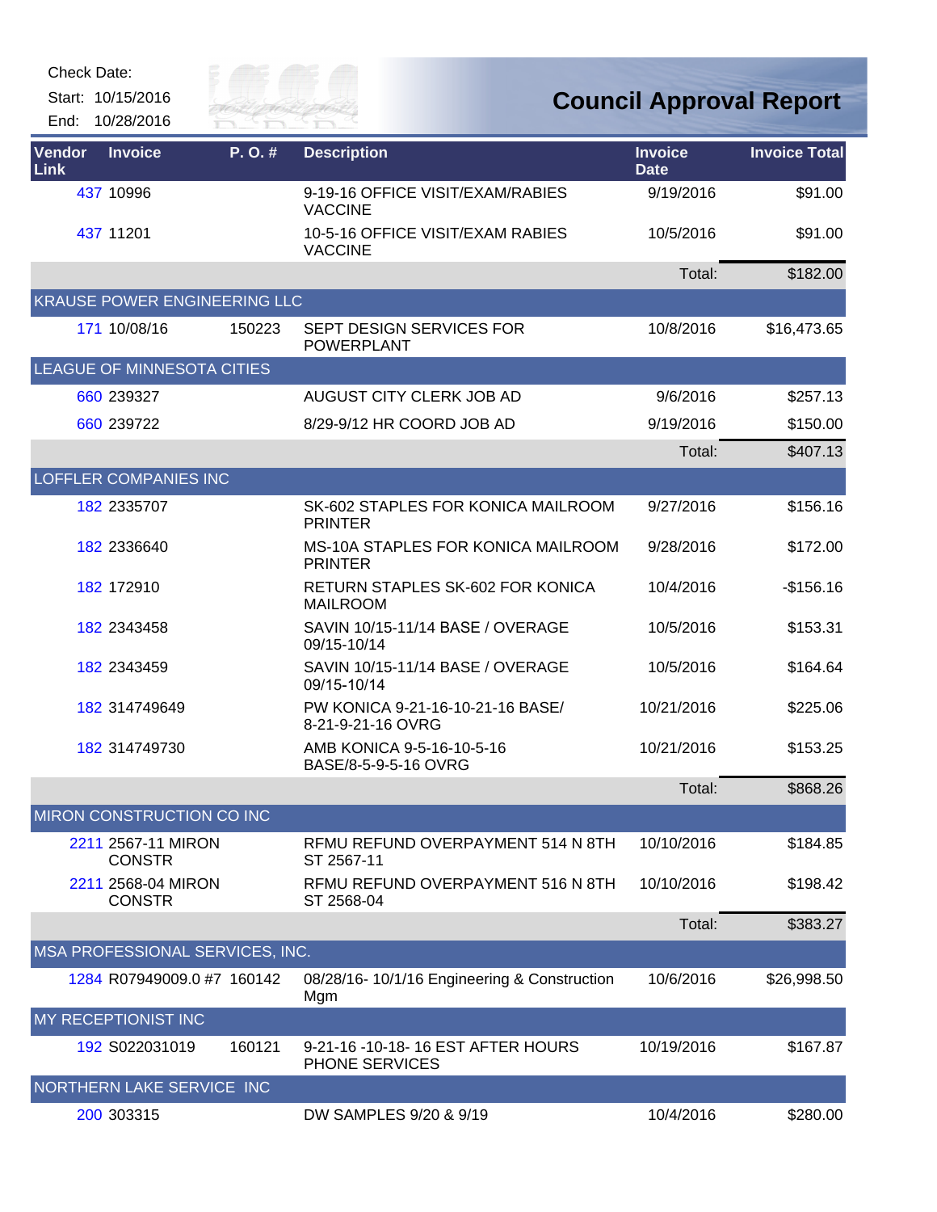Check Date:

Start: 10/15/2016

End: 10/28/2016

# Council Approval Report

| Vendor Link | Invoice | P. O. # | Description | Invoice Date | Invoice Total |
|---|---|---|---|---|---|
| 437 | 10996 | | 9-19-16 OFFICE VISIT/EXAM/RABIES VACCINE | 9/19/2016 | $91.00 |
| 437 | 11201 | | 10-5-16 OFFICE VISIT/EXAM RABIES VACCINE | 10/5/2016 | $91.00 |
| | | | | Total: | $182.00 |
| KRAUSE POWER ENGINEERING LLC | | | | | |
| 171 | 10/08/16 | 150223 | SEPT DESIGN SERVICES FOR POWERPLANT | 10/8/2016 | $16,473.65 |
| LEAGUE OF MINNESOTA CITIES | | | | | |
| 660 | 239327 | | AUGUST CITY CLERK JOB AD | 9/6/2016 | $257.13 |
| 660 | 239722 | | 8/29-9/12 HR COORD JOB AD | 9/19/2016 | $150.00 |
| | | | | Total: | $407.13 |
| LOFFLER COMPANIES INC | | | | | |
| 182 | 2335707 | | SK-602 STAPLES FOR KONICA MAILROOM PRINTER | 9/27/2016 | $156.16 |
| 182 | 2336640 | | MS-10A STAPLES FOR KONICA MAILROOM PRINTER | 9/28/2016 | $172.00 |
| 182 | 172910 | | RETURN STAPLES SK-602 FOR KONICA MAILROOM | 10/4/2016 | -$156.16 |
| 182 | 2343458 | | SAVIN 10/15-11/14 BASE / OVERAGE 09/15-10/14 | 10/5/2016 | $153.31 |
| 182 | 2343459 | | SAVIN 10/15-11/14 BASE / OVERAGE 09/15-10/14 | 10/5/2016 | $164.64 |
| 182 | 314749649 | | PW KONICA 9-21-16-10-21-16 BASE/ 8-21-9-21-16 OVRG | 10/21/2016 | $225.06 |
| 182 | 314749730 | | AMB KONICA 9-5-16-10-5-16 BASE/8-5-9-5-16 OVRG | 10/21/2016 | $153.25 |
| | | | | Total: | $868.26 |
| MIRON CONSTRUCTION CO INC | | | | | |
| 2211 | 2567-11 MIRON CONSTR | | RFMU REFUND OVERPAYMENT 514 N 8TH ST 2567-11 | 10/10/2016 | $184.85 |
| 2211 | 2568-04 MIRON CONSTR | | RFMU REFUND OVERPAYMENT 516 N 8TH ST 2568-04 | 10/10/2016 | $198.42 |
| | | | | Total: | $383.27 |
| MSA PROFESSIONAL SERVICES, INC. | | | | | |
| 1284 | R07949009.0 #7 | 160142 | 08/28/16- 10/1/16 Engineering & Construction Mgm | 10/6/2016 | $26,998.50 |
| MY RECEPTIONIST INC | | | | | |
| 192 | S022031019 | 160121 | 9-21-16 -10-18- 16 EST AFTER HOURS PHONE SERVICES | 10/19/2016 | $167.87 |
| NORTHERN LAKE SERVICE INC | | | | | |
| 200 | 303315 | | DW SAMPLES 9/20 & 9/19 | 10/4/2016 | $280.00 |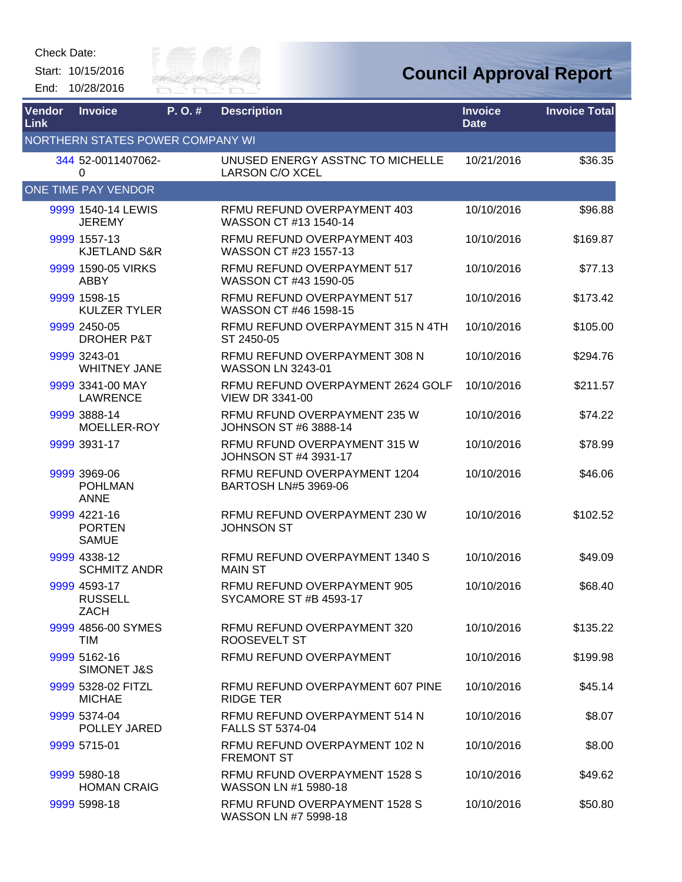Check Date:

Start: 10/15/2016

End: 10/28/2016

# Council Approval Report

| Vendor Link | Invoice | P. O. # | Description | Invoice Date | Invoice Total |
|---|---|---|---|---|---|
| NORTHERN STATES POWER COMPANY WI | | | | | |
| 344 | 52-0011407062-0 | | UNUSED ENERGY ASSTNC TO MICHELLE LARSON C/O XCEL | 10/21/2016 | $36.35 |
| ONE TIME PAY VENDOR | | | | | |
| 9999 | 1540-14 LEWIS JEREMY | | RFMU REFUND OVERPAYMENT 403 WASSON CT #13 1540-14 | 10/10/2016 | $96.88 |
| 9999 | 1557-13 KJETLAND S&R | | RFMU REFUND OVERPAYMENT 403 WASSON CT #23 1557-13 | 10/10/2016 | $169.87 |
| 9999 | 1590-05 VIRKS ABBY | | RFMU REFUND OVERPAYMENT 517 WASSON CT #43 1590-05 | 10/10/2016 | $77.13 |
| 9999 | 1598-15 KULZER TYLER | | RFMU REFUND OVERPAYMENT 517 WASSON CT #46 1598-15 | 10/10/2016 | $173.42 |
| 9999 | 2450-05 DROHER P&T | | RFMU REFUND OVERPAYMENT 315 N 4TH ST 2450-05 | 10/10/2016 | $105.00 |
| 9999 | 3243-01 WHITNEY JANE | | RFMU REFUND OVERPAYMENT 308 N WASSON LN 3243-01 | 10/10/2016 | $294.76 |
| 9999 | 3341-00 MAY LAWRENCE | | RFMU REFUND OVERPAYMENT 2624 GOLF VIEW DR 3341-00 | 10/10/2016 | $211.57 |
| 9999 | 3888-14 MOELLER-ROY | | RFMU RFUND OVERPAYMENT 235 W JOHNSON ST #6 3888-14 | 10/10/2016 | $74.22 |
| 9999 | 3931-17 | | RFMU RFUND OVERPAYMENT 315 W JOHNSON ST #4 3931-17 | 10/10/2016 | $78.99 |
| 9999 | 3969-06 POHLMAN ANNE | | RFMU REFUND OVERPAYMENT 1204 BARTOSH LN#5 3969-06 | 10/10/2016 | $46.06 |
| 9999 | 4221-16 PORTEN SAMUE | | RFMU REFUND OVERPAYMENT 230 W JOHNSON ST | 10/10/2016 | $102.52 |
| 9999 | 4338-12 SCHMITZ ANDR | | RFMU REFUND OVERPAYMENT 1340 S MAIN ST | 10/10/2016 | $49.09 |
| 9999 | 4593-17 RUSSELL ZACH | | RFMU REFUND OVERPAYMENT 905 SYCAMORE ST #B 4593-17 | 10/10/2016 | $68.40 |
| 9999 | 4856-00 SYMES TIM | | RFMU REFUND OVERPAYMENT 320 ROOSEVELT ST | 10/10/2016 | $135.22 |
| 9999 | 5162-16 SIMONET J&S | | RFMU REFUND OVERPAYMENT | 10/10/2016 | $199.98 |
| 9999 | 5328-02 FITZL MICHAE | | RFMU REFUND OVERPAYMENT 607 PINE RIDGE TER | 10/10/2016 | $45.14 |
| 9999 | 5374-04 POLLEY JARED | | RFMU REFUND OVERPAYMENT 514 N FALLS ST 5374-04 | 10/10/2016 | $8.07 |
| 9999 | 5715-01 | | RFMU REFUND OVERPAYMENT 102 N FREMONT ST | 10/10/2016 | $8.00 |
| 9999 | 5980-18 HOMAN CRAIG | | RFMU RFUND OVERPAYMENT 1528 S WASSON LN #1 5980-18 | 10/10/2016 | $49.62 |
| 9999 | 5998-18 | | RFMU RFUND OVERPAYMENT 1528 S WASSON LN #7 5998-18 | 10/10/2016 | $50.80 |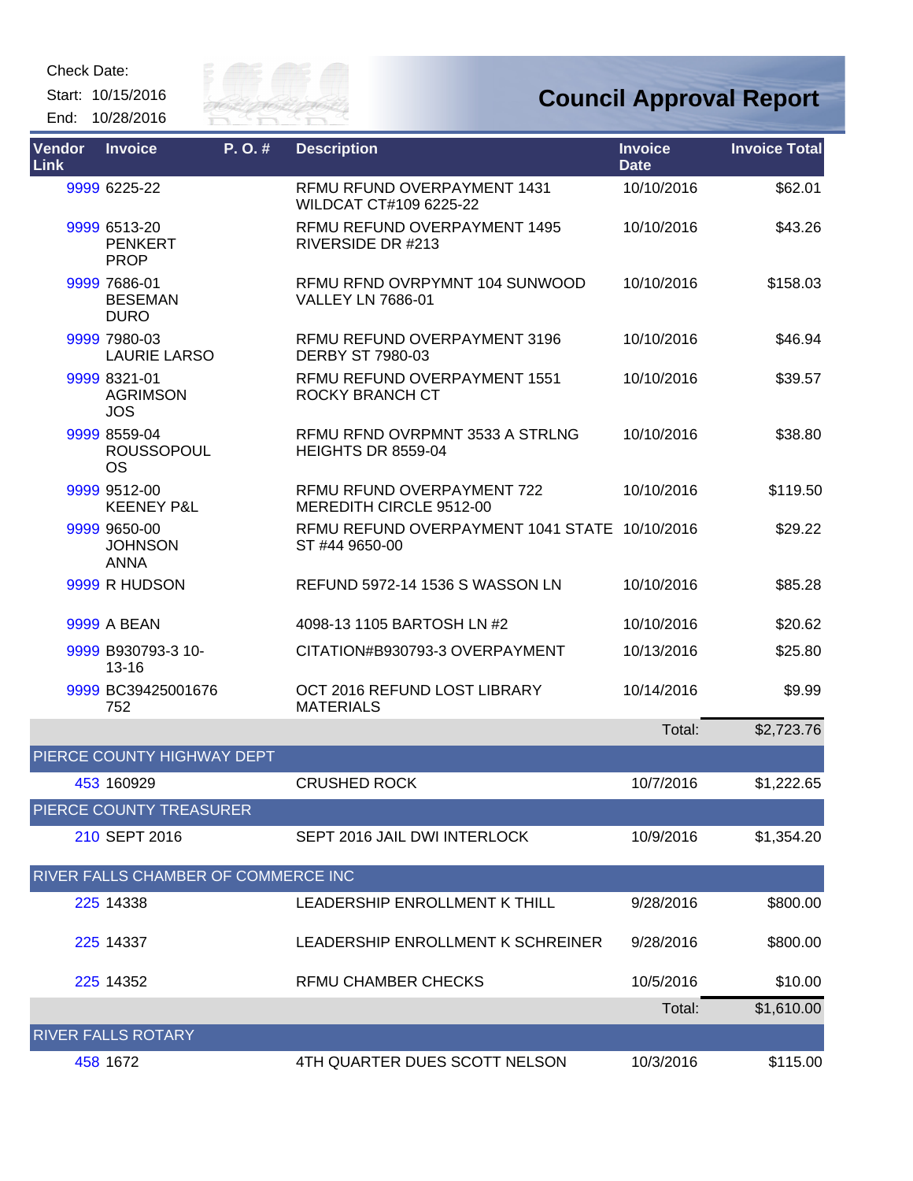Check Date:

Start: 10/15/2016

End: 10/28/2016

# Council Approval Report

| Vendor Link | Invoice | P. O. # | Description | Invoice Date | Invoice Total |
|---|---|---|---|---|---|
| 9999 | 6225-22 | | RFMU RFUND OVERPAYMENT 1431 WILDCAT CT#109 6225-22 | 10/10/2016 | $62.01 |
| 9999 | 6513-20 PENKERT PROP | | RFMU REFUND OVERPAYMENT 1495 RIVERSIDE DR #213 | 10/10/2016 | $43.26 |
| 9999 | 7686-01 BESEMAN DURO | | RFMU RFND OVRPYMNT 104 SUNWOOD VALLEY LN 7686-01 | 10/10/2016 | $158.03 |
| 9999 | 7980-03 LAURIE LARSO | | RFMU REFUND OVERPAYMENT 3196 DERBY ST 7980-03 | 10/10/2016 | $46.94 |
| 9999 | 8321-01 AGRIMSON JOS | | RFMU REFUND OVERPAYMENT 1551 ROCKY BRANCH CT | 10/10/2016 | $39.57 |
| 9999 | 8559-04 ROUSSOPOULOS | | RFMU RFND OVRPMNT 3533 A STRLNG HEIGHTS DR 8559-04 | 10/10/2016 | $38.80 |
| 9999 | 9512-00 KEENEY P&L | | RFMU RFUND OVERPAYMENT 722 MEREDITH CIRCLE 9512-00 | 10/10/2016 | $119.50 |
| 9999 | 9650-00 JOHNSON ANNA | | RFMU REFUND OVERPAYMENT 1041 STATE ST #44 9650-00 | 10/10/2016 | $29.22 |
| 9999 | R HUDSON | | REFUND 5972-14 1536 S WASSON LN | 10/10/2016 | $85.28 |
| 9999 | A BEAN | | 4098-13 1105 BARTOSH LN #2 | 10/10/2016 | $20.62 |
| 9999 | B930793-3 10-13-16 | | CITATION#B930793-3 OVERPAYMENT | 10/13/2016 | $25.80 |
| 9999 | BC39425001676752 | | OCT 2016 REFUND LOST LIBRARY MATERIALS | 10/14/2016 | $9.99 |
| | | | | Total: | $2,723.76 |
| **PIERCE COUNTY HIGHWAY DEPT** | | | | | |
| 453 | 160929 | | CRUSHED ROCK | 10/7/2016 | $1,222.65 |
| **PIERCE COUNTY TREASURER** | | | | | |
| 210 | SEPT 2016 | | SEPT 2016 JAIL DWI INTERLOCK | 10/9/2016 | $1,354.20 |
| **RIVER FALLS CHAMBER OF COMMERCE INC** | | | | | |
| 225 | 14338 | | LEADERSHIP ENROLLMENT K THILL | 9/28/2016 | $800.00 |
| 225 | 14337 | | LEADERSHIP ENROLLMENT K SCHREINER | 9/28/2016 | $800.00 |
| 225 | 14352 | | RFMU CHAMBER CHECKS | 10/5/2016 | $10.00 |
| | | | | Total: | $1,610.00 |
| **RIVER FALLS ROTARY** | | | | | |
| 458 | 1672 | | 4TH QUARTER DUES SCOTT NELSON | 10/3/2016 | $115.00 |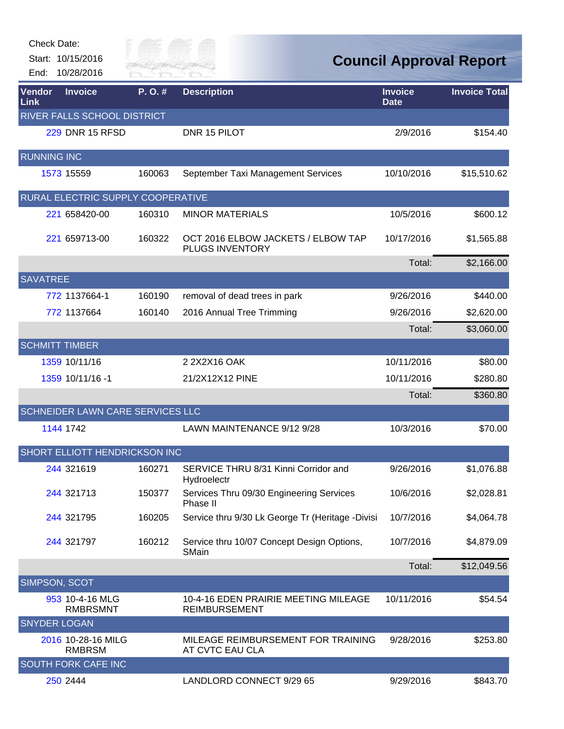Check Date:

Start: 10/15/2016

End: 10/28/2016

# Council Approval Report

| Vendor Link | Invoice | P. O. # | Description | Invoice Date | Invoice Total |
|---|---|---|---|---|---|
| RIVER FALLS SCHOOL DISTRICT | | | | | |
| 229 | DNR 15 RFSD | | DNR 15 PILOT | 2/9/2016 | $154.40 |
| RUNNING INC | | | | | |
| 1573 | 15559 | 160063 | September Taxi Management Services | 10/10/2016 | $15,510.62 |
| RURAL ELECTRIC SUPPLY COOPERATIVE | | | | | |
| 221 | 658420-00 | 160310 | MINOR MATERIALS | 10/5/2016 | $600.12 |
| 221 | 659713-00 | 160322 | OCT 2016 ELBOW JACKETS / ELBOW TAP PLUGS INVENTORY | 10/17/2016 | $1,565.88 |
| | | | | Total: | $2,166.00 |
| SAVATREE | | | | | |
| 772 | 1137664-1 | 160190 | removal of dead trees in park | 9/26/2016 | $440.00 |
| 772 | 1137664 | 160140 | 2016 Annual Tree Trimming | 9/26/2016 | $2,620.00 |
| | | | | Total: | $3,060.00 |
| SCHMITT TIMBER | | | | | |
| 1359 | 10/11/16 | | 2 2X2X16 OAK | 10/11/2016 | $80.00 |
| 1359 | 10/11/16 -1 | | 21/2X12X12 PINE | 10/11/2016 | $280.80 |
| | | | | Total: | $360.80 |
| SCHNEIDER LAWN CARE SERVICES LLC | | | | | |
| 1144 | 1742 | | LAWN MAINTENANCE 9/12 9/28 | 10/3/2016 | $70.00 |
| SHORT ELLIOTT HENDRICKSON INC | | | | | |
| 244 | 321619 | 160271 | SERVICE THRU 8/31 Kinni Corridor and Hydroelectr | 9/26/2016 | $1,076.88 |
| 244 | 321713 | 150377 | Services Thru 09/30 Engineering Services Phase II | 10/6/2016 | $2,028.81 |
| 244 | 321795 | 160205 | Service thru 9/30 Lk George Tr (Heritage -Divisi | 10/7/2016 | $4,064.78 |
| 244 | 321797 | 160212 | Service thru 10/07 Concept Design Options, SMain | 10/7/2016 | $4,879.09 |
| | | | | Total: | $12,049.56 |
| SIMPSON, SCOT | | | | | |
| 953 | 10-4-16 MLG RMBRSMNT | | 10-4-16 EDEN PRAIRIE MEETING MILEAGE REIMBURSEMENT | 10/11/2016 | $54.54 |
| SNYDER LOGAN | | | | | |
| 2016 | 10-28-16 MILG RMBRSM | | MILEAGE REIMBURSEMENT FOR TRAINING AT CVTC EAU CLA | 9/28/2016 | $253.80 |
| SOUTH FORK CAFE INC | | | | | |
| 250 | 2444 | | LANDLORD CONNECT 9/29 65 | 9/29/2016 | $843.70 |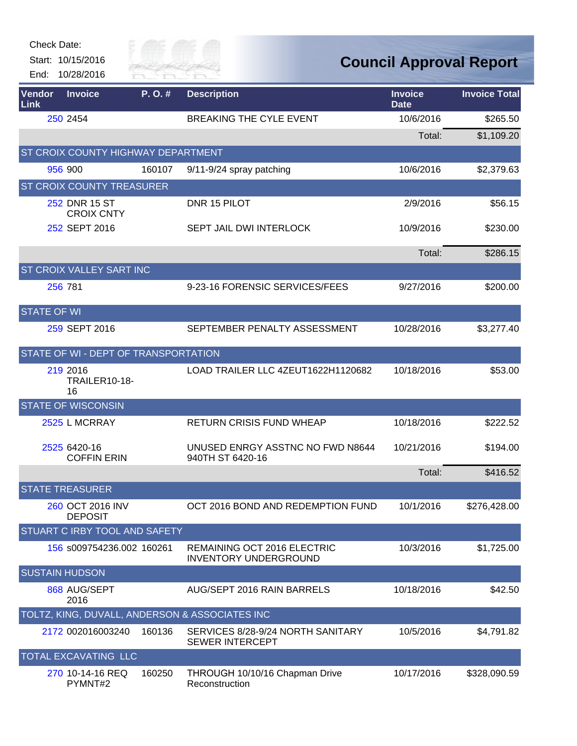Check Date:

Start: 10/15/2016

End: 10/28/2016

# Council Approval Report

| Vendor Link | Invoice | P. O. # | Description | Invoice Date | Invoice Total |
|---|---|---|---|---|---|
| 250 | 2454 | | BREAKING THE CYLE EVENT | 10/6/2016 | $265.50 |
| | | | | Total: | $1,109.20 |
| ST CROIX COUNTY HIGHWAY DEPARTMENT | | | | | |
| 956 | 900 | 160107 | 9/11-9/24 spray patching | 10/6/2016 | $2,379.63 |
| ST CROIX COUNTY TREASURER | | | | | |
| 252 | DNR 15 ST CROIX CNTY | | DNR 15 PILOT | 2/9/2016 | $56.15 |
| 252 | SEPT 2016 | | SEPT JAIL DWI INTERLOCK | 10/9/2016 | $230.00 |
| | | | | Total: | $286.15 |
| ST CROIX VALLEY SART INC | | | | | |
| 256 | 781 | | 9-23-16 FORENSIC SERVICES/FEES | 9/27/2016 | $200.00 |
| STATE OF WI | | | | | |
| 259 | SEPT 2016 | | SEPTEMBER PENALTY ASSESSMENT | 10/28/2016 | $3,277.40 |
| STATE OF WI - DEPT OF TRANSPORTATION | | | | | |
| 219 | 2016 TRAILER10-18-16 | | LOAD TRAILER LLC 4ZEUT1622H1120682 | 10/18/2016 | $53.00 |
| STATE OF WISCONSIN | | | | | |
| 2525 | L MCRRAY | | RETURN CRISIS FUND WHEAP | 10/18/2016 | $222.52 |
| 2525 | 6420-16 COFFIN ERIN | | UNUSED ENRGY ASSTNC NO FWD N8644 940TH ST 6420-16 | 10/21/2016 | $194.00 |
| | | | | Total: | $416.52 |
| STATE TREASURER | | | | | |
| 260 | OCT 2016 INV DEPOSIT | | OCT 2016 BOND AND REDEMPTION FUND | 10/1/2016 | $276,428.00 |
| STUART C IRBY TOOL AND SAFETY | | | | | |
| 156 | s009754236.002 | 160261 | REMAINING OCT 2016 ELECTRIC INVENTORY UNDERGROUND | 10/3/2016 | $1,725.00 |
| SUSTAIN HUDSON | | | | | |
| 868 | AUG/SEPT 2016 | | AUG/SEPT 2016 RAIN BARRELS | 10/18/2016 | $42.50 |
| TOLTZ, KING, DUVALL, ANDERSON & ASSOCIATES INC | | | | | |
| 2172 | 002016003240 | 160136 | SERVICES 8/28-9/24 NORTH SANITARY SEWER INTERCEPT | 10/5/2016 | $4,791.82 |
| TOTAL EXCAVATING LLC | | | | | |
| 270 | 10-14-16 REQ PYMNT#2 | 160250 | THROUGH 10/10/16 Chapman Drive Reconstruction | 10/17/2016 | $328,090.59 |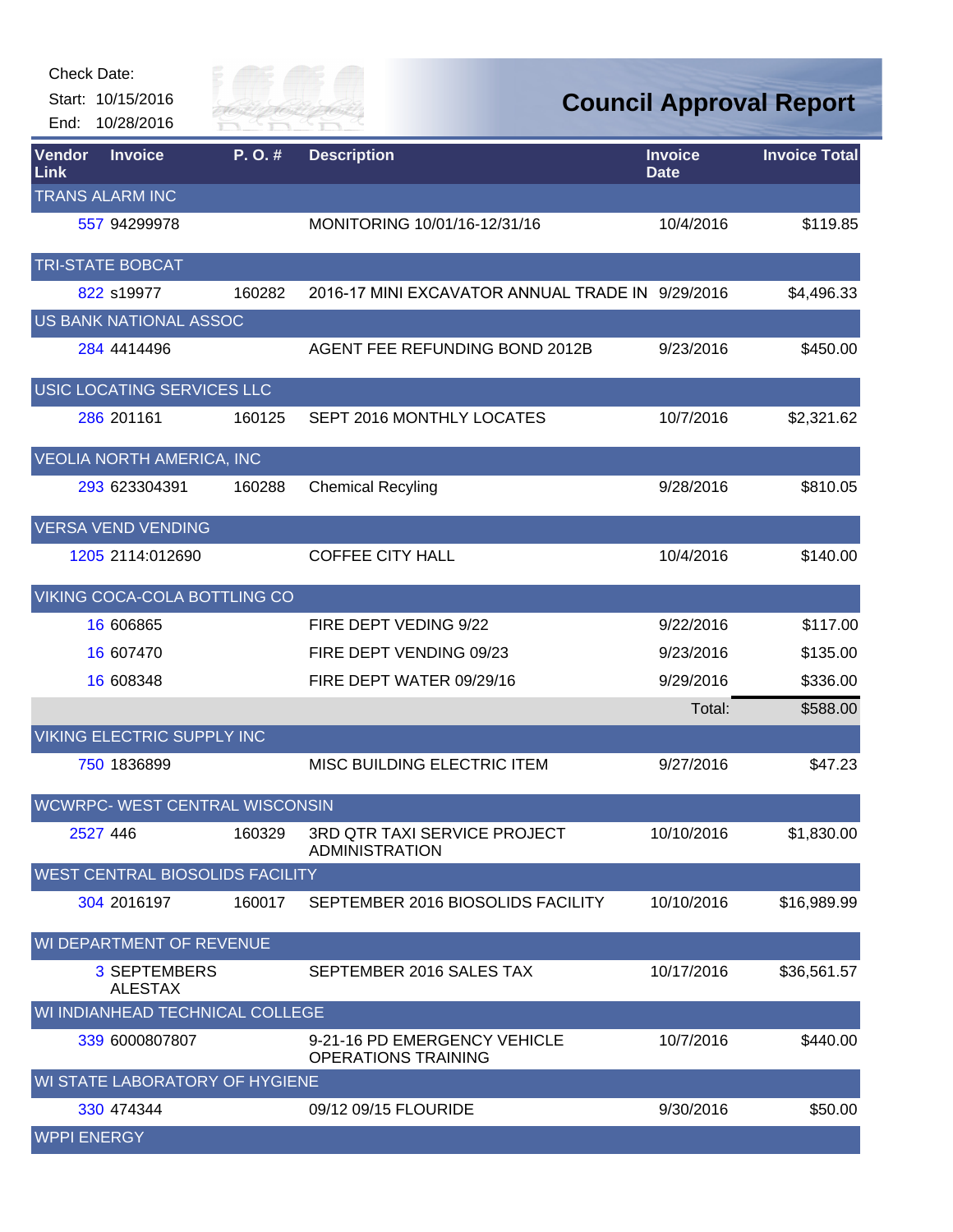Check Date:

Start: 10/15/2016

End: 10/28/2016

# Council Approval Report

| Vendor Link | Invoice | P. O. # | Description | Invoice Date | Invoice Total |
|---|---|---|---|---|---|
| TRANS ALARM INC | | | | | |
| 557 | 94299978 | | MONITORING 10/01/16-12/31/16 | 10/4/2016 | $119.85 |
| TRI-STATE BOBCAT | | | | | |
| 822 | s19977 | 160282 | 2016-17 MINI EXCAVATOR ANNUAL TRADE IN | 9/29/2016 | $4,496.33 |
| US BANK NATIONAL ASSOC | | | | | |
| 284 | 4414496 | | AGENT FEE REFUNDING BOND 2012B | 9/23/2016 | $450.00 |
| USIC LOCATING SERVICES LLC | | | | | |
| 286 | 201161 | 160125 | SEPT 2016 MONTHLY LOCATES | 10/7/2016 | $2,321.62 |
| VEOLIA NORTH AMERICA, INC | | | | | |
| 293 | 623304391 | 160288 | Chemical Recyling | 9/28/2016 | $810.05 |
| VERSA VEND VENDING | | | | | |
| 1205 | 2114:012690 | | COFFEE CITY HALL | 10/4/2016 | $140.00 |
| VIKING COCA-COLA BOTTLING CO | | | | | |
| 16 | 606865 | | FIRE DEPT VEDING 9/22 | 9/22/2016 | $117.00 |
| 16 | 607470 | | FIRE DEPT VENDING 09/23 | 9/23/2016 | $135.00 |
| 16 | 608348 | | FIRE DEPT WATER 09/29/16 | 9/29/2016 | $336.00 |
| | | | | Total: | $588.00 |
| VIKING ELECTRIC SUPPLY INC | | | | | |
| 750 | 1836899 | | MISC BUILDING ELECTRIC ITEM | 9/27/2016 | $47.23 |
| WCWRPC- WEST CENTRAL WISCONSIN | | | | | |
| 2527 | 446 | 160329 | 3RD QTR TAXI SERVICE PROJECT ADMINISTRATION | 10/10/2016 | $1,830.00 |
| WEST CENTRAL BIOSOLIDS FACILITY | | | | | |
| 304 | 2016197 | 160017 | SEPTEMBER 2016 BIOSOLIDS FACILITY | 10/10/2016 | $16,989.99 |
| WI DEPARTMENT OF REVENUE | | | | | |
| 3 | SEPTEMBERS ALESTAX | | SEPTEMBER 2016 SALES TAX | 10/17/2016 | $36,561.57 |
| WI INDIANHEAD TECHNICAL COLLEGE | | | | | |
| 339 | 6000807807 | | 9-21-16 PD EMERGENCY VEHICLE OPERATIONS TRAINING | 10/7/2016 | $440.00 |
| WI STATE LABORATORY OF HYGIENE | | | | | |
| 330 | 474344 | | 09/12 09/15 FLOURIDE | 9/30/2016 | $50.00 |
| WPPI ENERGY | | | | | |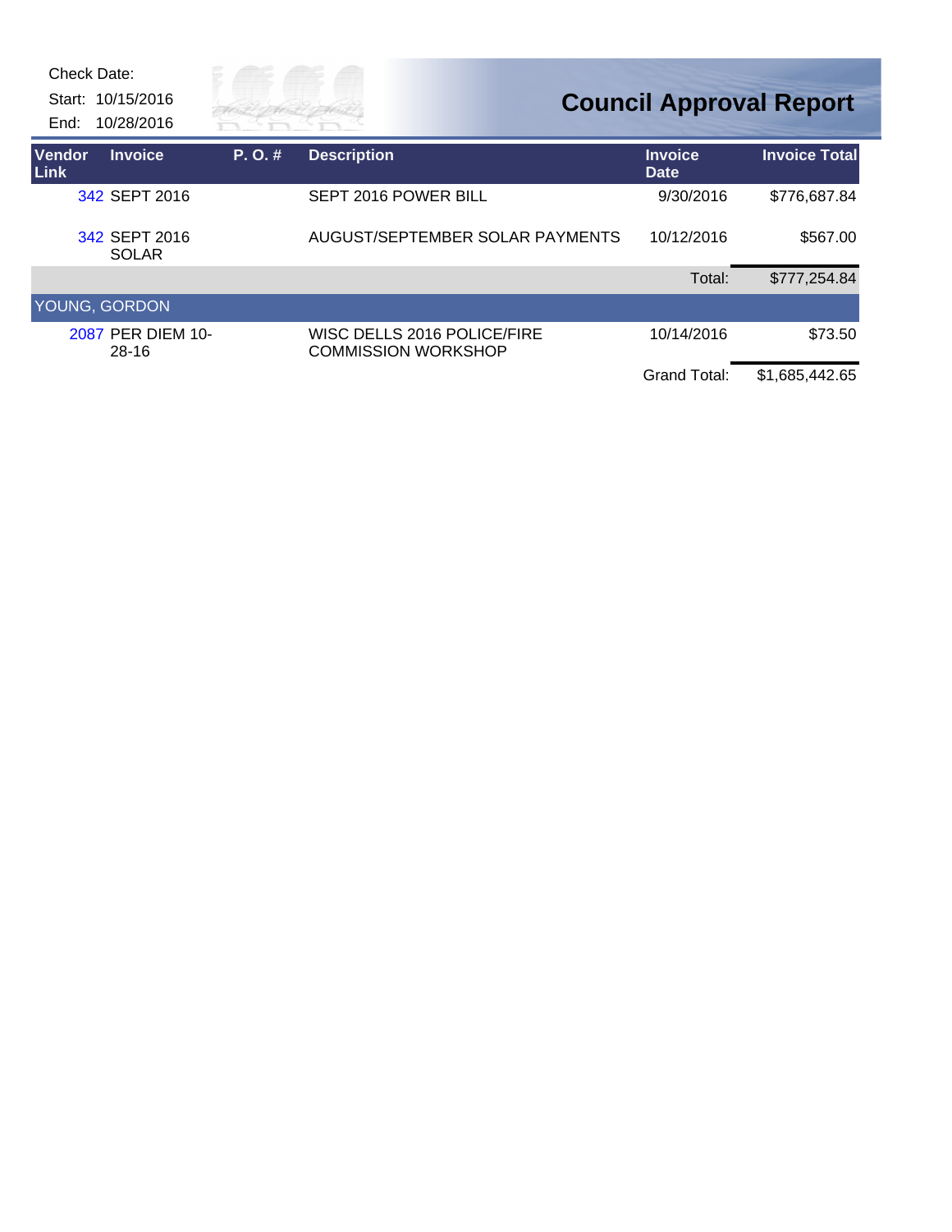Check Date:

Start: 10/15/2016

End: 10/28/2016

# Council Approval Report

| Vendor Link | Invoice | P. O. # | Description | Invoice Date | Invoice Total |
|---|---|---|---|---|---|
| 342 | SEPT 2016 | | SEPT 2016 POWER BILL | 9/30/2016 | $776,687.84 |
| 342 | SEPT 2016 SOLAR | | AUGUST/SEPTEMBER SOLAR PAYMENTS | 10/12/2016 | $567.00 |
| | | | | Total: | $777,254.84 |
| YOUNG, GORDON | | | | | |
| 2087 | PER DIEM 10-28-16 | | WISC DELLS 2016 POLICE/FIRE COMMISSION WORKSHOP | 10/14/2016 | $73.50 |
| | | | | Grand Total: | $1,685,442.65 |